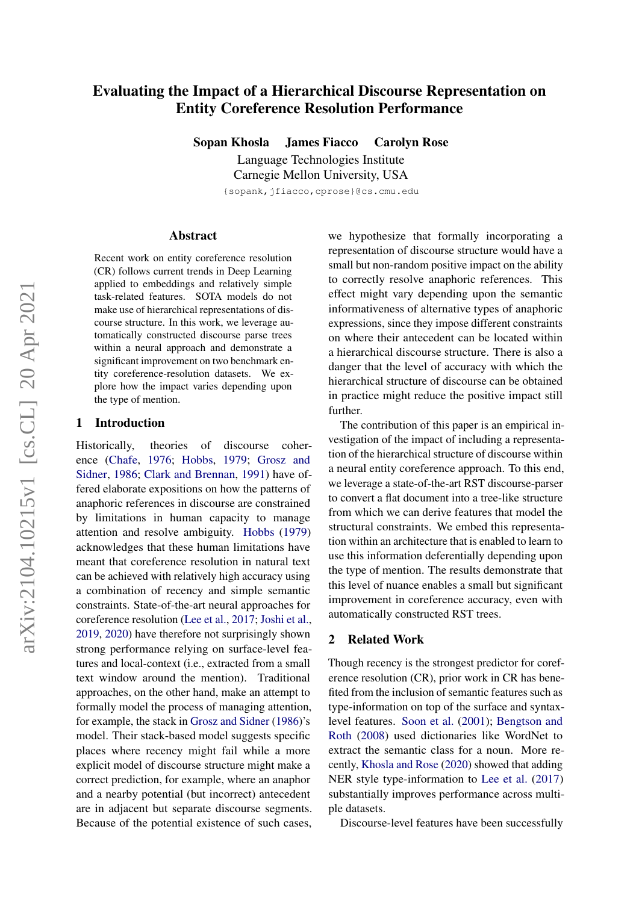# Evaluating the Impact of a Hierarchical Discourse Representation on Entity Coreference Resolution Performance

**Sopan Khosla James Fiacco Carolyn Rose**

Language Technologies Institute
Carnegie Mellon University, USA
{sopank,jfiacco,cprose}@cs.cmu.edu

## Abstract

Recent work on entity coreference resolution (CR) follows current trends in Deep Learning applied to embeddings and relatively simple task-related features. SOTA models do not make use of hierarchical representations of discourse structure. In this work, we leverage automatically constructed discourse parse trees within a neural approach and demonstrate a significant improvement on two benchmark entity coreference-resolution datasets. We explore how the impact varies depending upon the type of mention.

## 1 Introduction

Historically, theories of discourse coherence (Chafe, 1976; Hobbs, 1979; Grosz and Sidner, 1986; Clark and Brennan, 1991) have offered elaborate expositions on how the patterns of anaphoric references in discourse are constrained by limitations in human capacity to manage attention and resolve ambiguity. Hobbs (1979) acknowledges that these human limitations have meant that coreference resolution in natural text can be achieved with relatively high accuracy using a combination of recency and simple semantic constraints. State-of-the-art neural approaches for coreference resolution (Lee et al., 2017; Joshi et al., 2019, 2020) have therefore not surprisingly shown strong performance relying on surface-level features and local-context (i.e., extracted from a small text window around the mention). Traditional approaches, on the other hand, make an attempt to formally model the process of managing attention, for example, the stack in Grosz and Sidner (1986)'s model. Their stack-based model suggests specific places where recency might fail while a more explicit model of discourse structure might make a correct prediction, for example, where an anaphor and a nearby potential (but incorrect) antecedent are in adjacent but separate discourse segments. Because of the potential existence of such cases, we hypothesize that formally incorporating a representation of discourse structure would have a small but non-random positive impact on the ability to correctly resolve anaphoric references. This effect might vary depending upon the semantic informativeness of alternative types of anaphoric expressions, since they impose different constraints on where their antecedent can be located within a hierarchical discourse structure. There is also a danger that the level of accuracy with which the hierarchical structure of discourse can be obtained in practice might reduce the positive impact still further.

The contribution of this paper is an empirical investigation of the impact of including a representation of the hierarchical structure of discourse within a neural entity coreference approach. To this end, we leverage a state-of-the-art RST discourse-parser to convert a flat document into a tree-like structure from which we can derive features that model the structural constraints. We embed this representation within an architecture that is enabled to learn to use this information deferentially depending upon the type of mention. The results demonstrate that this level of nuance enables a small but significant improvement in coreference accuracy, even with automatically constructed RST trees.

## 2 Related Work

Though recency is the strongest predictor for coreference resolution (CR), prior work in CR has benefited from the inclusion of semantic features such as type-information on top of the surface and syntax-level features. Soon et al. (2001); Bengtson and Roth (2008) used dictionaries like WordNet to extract the semantic class for a noun. More recently, Khosla and Rose (2020) showed that adding NER style type-information to Lee et al. (2017) substantially improves performance across multiple datasets.

Discourse-level features have been successfully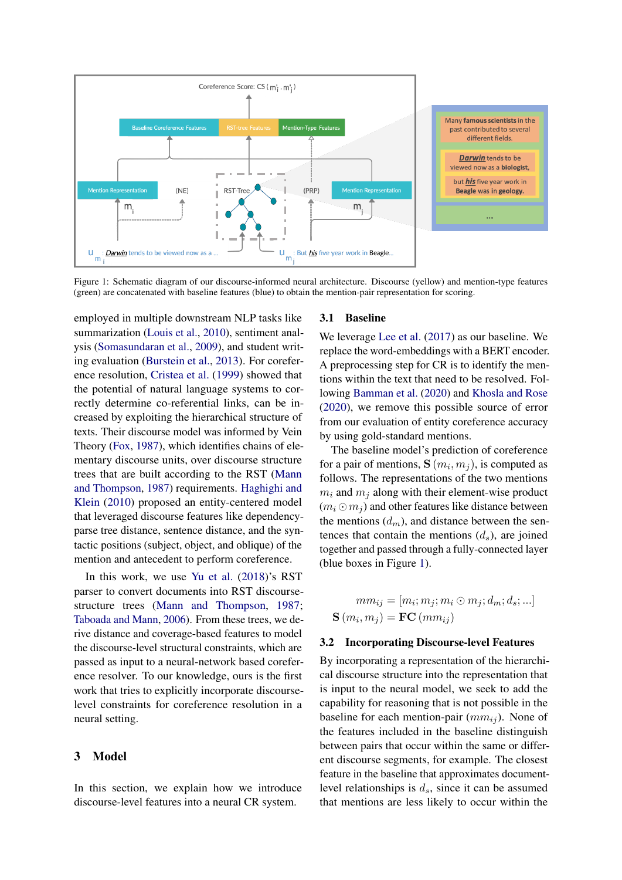Figure 1: Schematic diagram of our discourse-informed neural architecture. Discourse (yellow) and mention-type features (green) are concatenated with baseline features (blue) to obtain the mention-pair representation for scoring.

employed in multiple downstream NLP tasks like summarization (Louis et al., 2010), sentiment analysis (Somasundaran et al., 2009), and student writing evaluation (Burstein et al., 2013). For coreference resolution, Cristea et al. (1999) showed that the potential of natural language systems to correctly determine co-referential links, can be increased by exploiting the hierarchical structure of texts. Their discourse model was informed by Vein Theory (Fox, 1987), which identifies chains of elementary discourse units, over discourse structure trees that are built according to the RST (Mann and Thompson, 1987) requirements. Haghighi and Klein (2010) proposed an entity-centered model that leveraged discourse features like dependency-parse tree distance, sentence distance, and the syntactic positions (subject, object, and oblique) of the mention and antecedent to perform coreference.

In this work, we use Yu et al. (2018)'s RST parser to convert documents into RST discourse-structure trees (Mann and Thompson, 1987; Taboada and Mann, 2006). From these trees, we derive distance and coverage-based features to model the discourse-level structural constraints, which are passed as input to a neural-network based coreference resolver. To our knowledge, ours is the first work that tries to explicitly incorporate discourse-level constraints for coreference resolution in a neural setting.

## 3 Model

In this section, we explain how we introduce discourse-level features into a neural CR system.

### 3.1 Baseline

We leverage Lee et al. (2017) as our baseline. We replace the word-embeddings with a BERT encoder. A preprocessing step for CR is to identify the mentions within the text that need to be resolved. Following Bamman et al. (2020) and Khosla and Rose (2020), we remove this possible source of error from our evaluation of entity coreference accuracy by using gold-standard mentions.

The baseline model's prediction of coreference for a pair of mentions, $\mathbf{S}\,(m_i, m_j)$, is computed as follows. The representations of the two mentions $m_i$ and $m_j$ along with their element-wise product $(m_i \odot m_j)$ and other features like distance between the mentions $(d_m)$, and distance between the sentences that contain the mentions $(d_s)$, are joined together and passed through a fully-connected layer (blue boxes in Figure 1).

$$mm_{ij} = [m_i; m_j; m_i \odot m_j; d_m; d_s; ...]$$
$$\mathbf{S}\,(m_i, m_j) = \mathbf{FC}\,(mm_{ij})$$

### 3.2 Incorporating Discourse-level Features

By incorporating a representation of the hierarchical discourse structure into the representation that is input to the neural model, we seek to add the capability for reasoning that is not possible in the baseline for each mention-pair $(mm_{ij})$. None of the features included in the baseline distinguish between pairs that occur within the same or different discourse segments, for example. The closest feature in the baseline that approximates document-level relationships is $d_s$, since it can be assumed that mentions are less likely to occur within the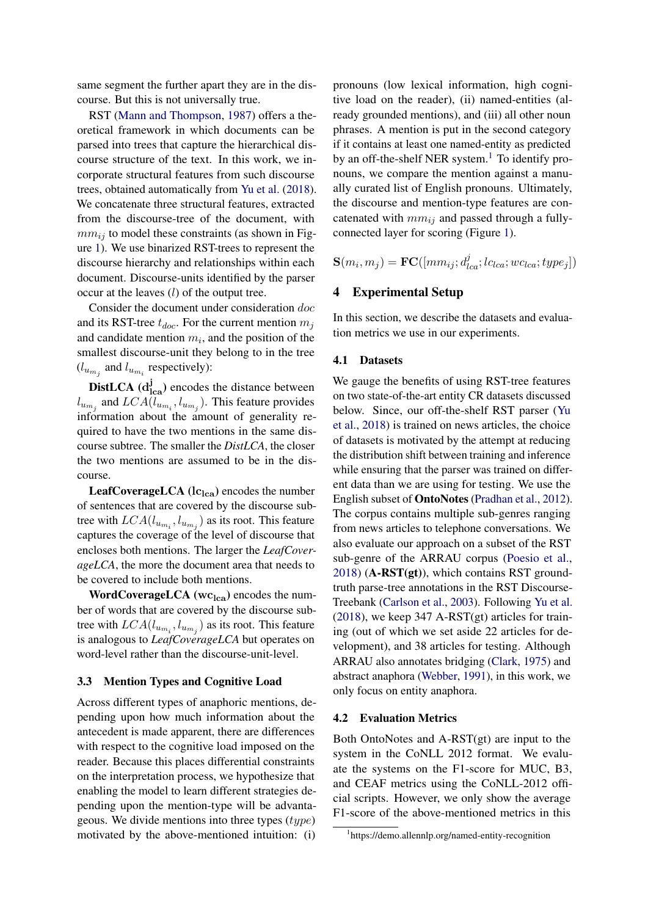same segment the further apart they are in the discourse. But this is not universally true.

RST (Mann and Thompson, 1987) offers a theoretical framework in which documents can be parsed into trees that capture the hierarchical discourse structure of the text. In this work, we incorporate structural features from such discourse trees, obtained automatically from Yu et al. (2018). We concatenate three structural features, extracted from the discourse-tree of the document, with $mm_{ij}$ to model these constraints (as shown in Figure 1). We use binarized RST-trees to represent the discourse hierarchy and relationships within each document. Discourse-units identified by the parser occur at the leaves ($l$) of the output tree.

Consider the document under consideration $doc$ and its RST-tree $t_{doc}$. For the current mention $m_j$ and candidate mention $m_i$, and the position of the smallest discourse-unit they belong to in the tree ($l_{u_{m_j}}$ and $l_{u_{m_i}}$ respectively):

**DistLCA ($\mathbf{d^j_{lca}}$)** encodes the distance between $l_{u_{m_j}}$ and $LCA(l_{u_{m_i}}, l_{u_{m_j}})$. This feature provides information about the amount of generality required to have the two mentions in the same discourse subtree. The smaller the *DistLCA*, the closer the two mentions are assumed to be in the discourse.

**LeafCoverageLCA ($\mathbf{lc_{lca}}$)** encodes the number of sentences that are covered by the discourse subtree with $LCA(l_{u_{m_i}}, l_{u_{m_j}})$ as its root. This feature captures the coverage of the level of discourse that encloses both mentions. The larger the *LeafCoverageLCA*, the more the document area that needs to be covered to include both mentions.

**WordCoverageLCA ($\mathbf{wc_{lca}}$)** encodes the number of words that are covered by the discourse subtree with $LCA(l_{u_{m_i}}, l_{u_{m_j}})$ as its root. This feature is analogous to *LeafCoverageLCA* but operates on word-level rather than the discourse-unit-level.

### 3.3 Mention Types and Cognitive Load

Across different types of anaphoric mentions, depending upon how much information about the antecedent is made apparent, there are differences with respect to the cognitive load imposed on the reader. Because this places differential constraints on the interpretation process, we hypothesize that enabling the model to learn different strategies depending upon the mention-type will be advantageous. We divide mentions into three types ($type$) motivated by the above-mentioned intuition: (i) pronouns (low lexical information, high cognitive load on the reader), (ii) named-entities (already grounded mentions), and (iii) all other noun phrases. A mention is put in the second category if it contains at least one named-entity as predicted by an off-the-shelf NER system.[1] To identify pronouns, we compare the mention against a manually curated list of English pronouns. Ultimately, the discourse and mention-type features are concatenated with $mm_{ij}$ and passed through a fully-connected layer for scoring (Figure 1).

$$\mathbf{S}(m_i, m_j) = \mathbf{FC}([mm_{ij}; d^j_{lca}; lc_{lca}; wc_{lca}; type_j])$$

## 4 Experimental Setup

In this section, we describe the datasets and evaluation metrics we use in our experiments.

### 4.1 Datasets

We gauge the benefits of using RST-tree features on two state-of-the-art entity CR datasets discussed below. Since, our off-the-shelf RST parser (Yu et al., 2018) is trained on news articles, the choice of datasets is motivated by the attempt at reducing the distribution shift between training and inference while ensuring that the parser was trained on different data than we are using for testing. We use the English subset of **OntoNotes** (Pradhan et al., 2012). The corpus contains multiple sub-genres ranging from news articles to telephone conversations. We also evaluate our approach on a subset of the RST sub-genre of the ARRAU corpus (Poesio et al., 2018) (**A-RST(gt)**), which contains RST ground-truth parse-tree annotations in the RST Discourse-Treebank (Carlson et al., 2003). Following Yu et al. (2018), we keep 347 A-RST(gt) articles for training (out of which we set aside 22 articles for development), and 38 articles for testing. Although ARRAU also annotates bridging (Clark, 1975) and abstract anaphora (Webber, 1991), in this work, we only focus on entity anaphora.

### 4.2 Evaluation Metrics

Both OntoNotes and A-RST(gt) are input to the system in the CoNLL 2012 format. We evaluate the systems on the F1-score for MUC, B3, and CEAF metrics using the CoNLL-2012 official scripts. However, we only show the average F1-score of the above-mentioned metrics in this

[1] https://demo.allennlp.org/named-entity-recognition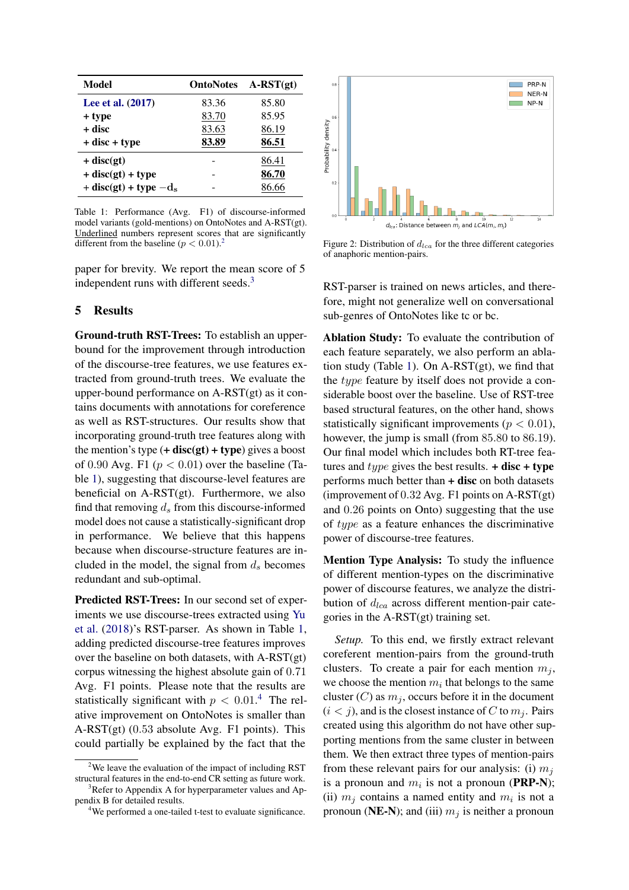| Model | OntoNotes | A-RST(gt) |
|---|---|---|
| Lee et al. (2017) | 83.36 | 85.80 |
| + type | <u>83.70</u> | 85.95 |
| + disc | <u>83.63</u> | <u>86.19</u> |
| + disc + type | **<u>83.89</u>** | **<u>86.51</u>** |
| + disc(gt) | - | <u>86.41</u> |
| + disc(gt) + type | - | **<u>86.70</u>** |
| + disc(gt) + type $-\mathbf{d_s}$ | - | <u>86.66</u> |

Table 1: Performance (Avg. F1) of discourse-informed model variants (gold-mentions) on OntoNotes and A-RST(gt). Underlined numbers represent scores that are significantly different from the baseline ($p < 0.01$).[2]

paper for brevity. We report the mean score of 5 independent runs with different seeds.[3]

## 5 Results

**Ground-truth RST-Trees:** To establish an upper-bound for the improvement through introduction of the discourse-tree features, we use features extracted from ground-truth trees. We evaluate the upper-bound performance on A-RST(gt) as it contains documents with annotations for coreference as well as RST-structures. Our results show that incorporating ground-truth tree features along with the mention's type (**+ disc(gt) + type**) gives a boost of 0.90 Avg. F1 ($p < 0.01$) over the baseline (Table 1), suggesting that discourse-level features are beneficial on A-RST(gt). Furthermore, we also find that removing $d_s$ from this discourse-informed model does not cause a statistically-significant drop in performance. We believe that this happens because when discourse-structure features are included in the model, the signal from $d_s$ becomes redundant and sub-optimal.

**Predicted RST-Trees:** In our second set of experiments we use discourse-trees extracted using Yu et al. (2018)'s RST-parser. As shown in Table 1, adding predicted discourse-tree features improves over the baseline on both datasets, with A-RST(gt) corpus witnessing the highest absolute gain of 0.71 Avg. F1 points. Please note that the results are statistically significant with $p < 0.01$.[4] The relative improvement on OntoNotes is smaller than A-RST(gt) (0.53 absolute Avg. F1 points). This could partially be explained by the fact that the RST-parser is trained on news articles, and therefore, might not generalize well on conversational sub-genres of OntoNotes like tc or bc.

Figure 2: Distribution of $d_{lca}$ for the three different categories of anaphoric mention-pairs.

**Ablation Study:** To evaluate the contribution of each feature separately, we also perform an ablation study (Table 1). On A-RST(gt), we find that the *type* feature by itself does not provide a considerable boost over the baseline. Use of RST-tree based structural features, on the other hand, shows statistically significant improvements ($p < 0.01$), however, the jump is small (from 85.80 to 86.19). Our final model which includes both RT-tree features and *type* gives the best results. **+ disc + type** performs much better than **+ disc** on both datasets (improvement of 0.32 Avg. F1 points on A-RST(gt) and 0.26 points on Onto) suggesting that the use of *type* as a feature enhances the discriminative power of discourse-tree features.

**Mention Type Analysis:** To study the influence of different mention-types on the discriminative power of discourse features, we analyze the distribution of $d_{lca}$ across different mention-pair categories in the A-RST(gt) training set.

*Setup.* To this end, we firstly extract relevant coreferent mention-pairs from the ground-truth clusters. To create a pair for each mention $m_j$, we choose the mention $m_i$ that belongs to the same cluster ($C$) as $m_j$, occurs before it in the document ($i < j$), and is the closest instance of $C$ to $m_j$. Pairs created using this algorithm do not have other supporting mentions from the same cluster in between them. We then extract three types of mention-pairs from these relevant pairs for our analysis: (i) $m_j$ is a pronoun and $m_i$ is not a pronoun (**PRP-N**); (ii) $m_j$ contains a named entity and $m_i$ is not a pronoun (**NE-N**); and (iii) $m_j$ is neither a pronoun

[2] We leave the evaluation of the impact of including RST structural features in the end-to-end CR setting as future work.

[3] Refer to Appendix A for hyperparameter values and Appendix B for detailed results.

[4] We performed a one-tailed t-test to evaluate significance.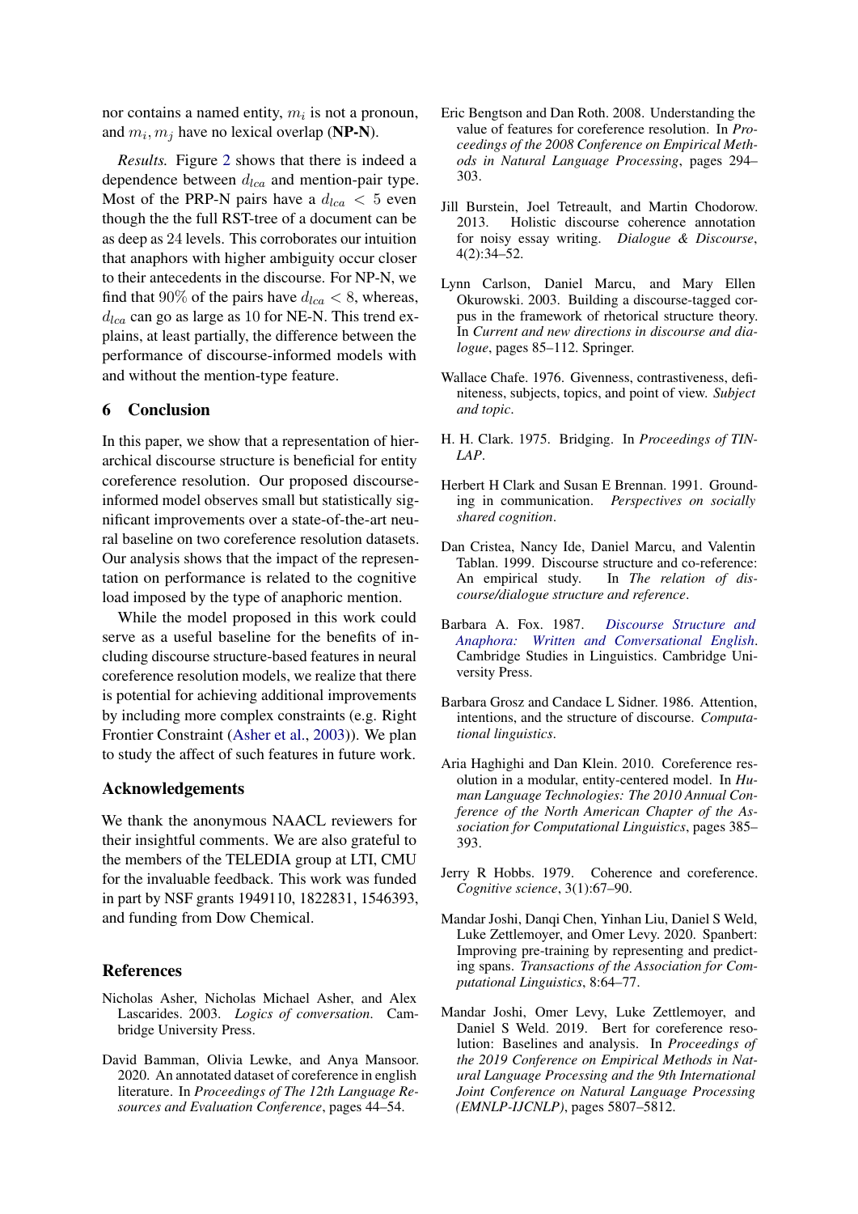nor contains a named entity, $m_i$ is not a pronoun, and $m_i, m_j$ have no lexical overlap (**NP-N**).

*Results.* Figure 2 shows that there is indeed a dependence between $d_{lca}$ and mention-pair type. Most of the PRP-N pairs have a $d_{lca} < 5$ even though the the full RST-tree of a document can be as deep as 24 levels. This corroborates our intuition that anaphors with higher ambiguity occur closer to their antecedents in the discourse. For NP-N, we find that 90% of the pairs have $d_{lca} < 8$, whereas, $d_{lca}$ can go as large as 10 for NE-N. This trend explains, at least partially, the difference between the performance of discourse-informed models with and without the mention-type feature.

## 6 Conclusion

In this paper, we show that a representation of hierarchical discourse structure is beneficial for entity coreference resolution. Our proposed discourse-informed model observes small but statistically significant improvements over a state-of-the-art neural baseline on two coreference resolution datasets. Our analysis shows that the impact of the representation on performance is related to the cognitive load imposed by the type of anaphoric mention.

While the model proposed in this work could serve as a useful baseline for the benefits of including discourse structure-based features in neural coreference resolution models, we realize that there is potential for achieving additional improvements by including more complex constraints (e.g. Right Frontier Constraint (Asher et al., 2003)). We plan to study the affect of such features in future work.

## Acknowledgements

We thank the anonymous NAACL reviewers for their insightful comments. We are also grateful to the members of the TELEDIA group at LTI, CMU for the invaluable feedback. This work was funded in part by NSF grants 1949110, 1822831, 1546393, and funding from Dow Chemical.

## References

Nicholas Asher, Nicholas Michael Asher, and Alex Lascarides. 2003. *Logics of conversation*. Cambridge University Press.

David Bamman, Olivia Lewke, and Anya Mansoor. 2020. An annotated dataset of coreference in english literature. In *Proceedings of The 12th Language Resources and Evaluation Conference*, pages 44–54.

Eric Bengtson and Dan Roth. 2008. Understanding the value of features for coreference resolution. In *Proceedings of the 2008 Conference on Empirical Methods in Natural Language Processing*, pages 294–303.

Jill Burstein, Joel Tetreault, and Martin Chodorow. 2013. Holistic discourse coherence annotation for noisy essay writing. *Dialogue & Discourse*, 4(2):34–52.

Lynn Carlson, Daniel Marcu, and Mary Ellen Okurowski. 2003. Building a discourse-tagged corpus in the framework of rhetorical structure theory. In *Current and new directions in discourse and dialogue*, pages 85–112. Springer.

Wallace Chafe. 1976. Givenness, contrastiveness, definiteness, subjects, topics, and point of view. *Subject and topic*.

H. H. Clark. 1975. Bridging. In *Proceedings of TINLAP*.

Herbert H Clark and Susan E Brennan. 1991. Grounding in communication. *Perspectives on socially shared cognition*.

Dan Cristea, Nancy Ide, Daniel Marcu, and Valentin Tablan. 1999. Discourse structure and co-reference: An empirical study. In *The relation of discourse/dialogue structure and reference*.

Barbara A. Fox. 1987. *Discourse Structure and Anaphora: Written and Conversational English*. Cambridge Studies in Linguistics. Cambridge University Press.

Barbara Grosz and Candace L Sidner. 1986. Attention, intentions, and the structure of discourse. *Computational linguistics*.

Aria Haghighi and Dan Klein. 2010. Coreference resolution in a modular, entity-centered model. In *Human Language Technologies: The 2010 Annual Conference of the North American Chapter of the Association for Computational Linguistics*, pages 385–393.

Jerry R Hobbs. 1979. Coherence and coreference. *Cognitive science*, 3(1):67–90.

Mandar Joshi, Danqi Chen, Yinhan Liu, Daniel S Weld, Luke Zettlemoyer, and Omer Levy. 2020. Spanbert: Improving pre-training by representing and predicting spans. *Transactions of the Association for Computational Linguistics*, 8:64–77.

Mandar Joshi, Omer Levy, Luke Zettlemoyer, and Daniel S Weld. 2019. Bert for coreference resolution: Baselines and analysis. In *Proceedings of the 2019 Conference on Empirical Methods in Natural Language Processing and the 9th International Joint Conference on Natural Language Processing (EMNLP-IJCNLP)*, pages 5807–5812.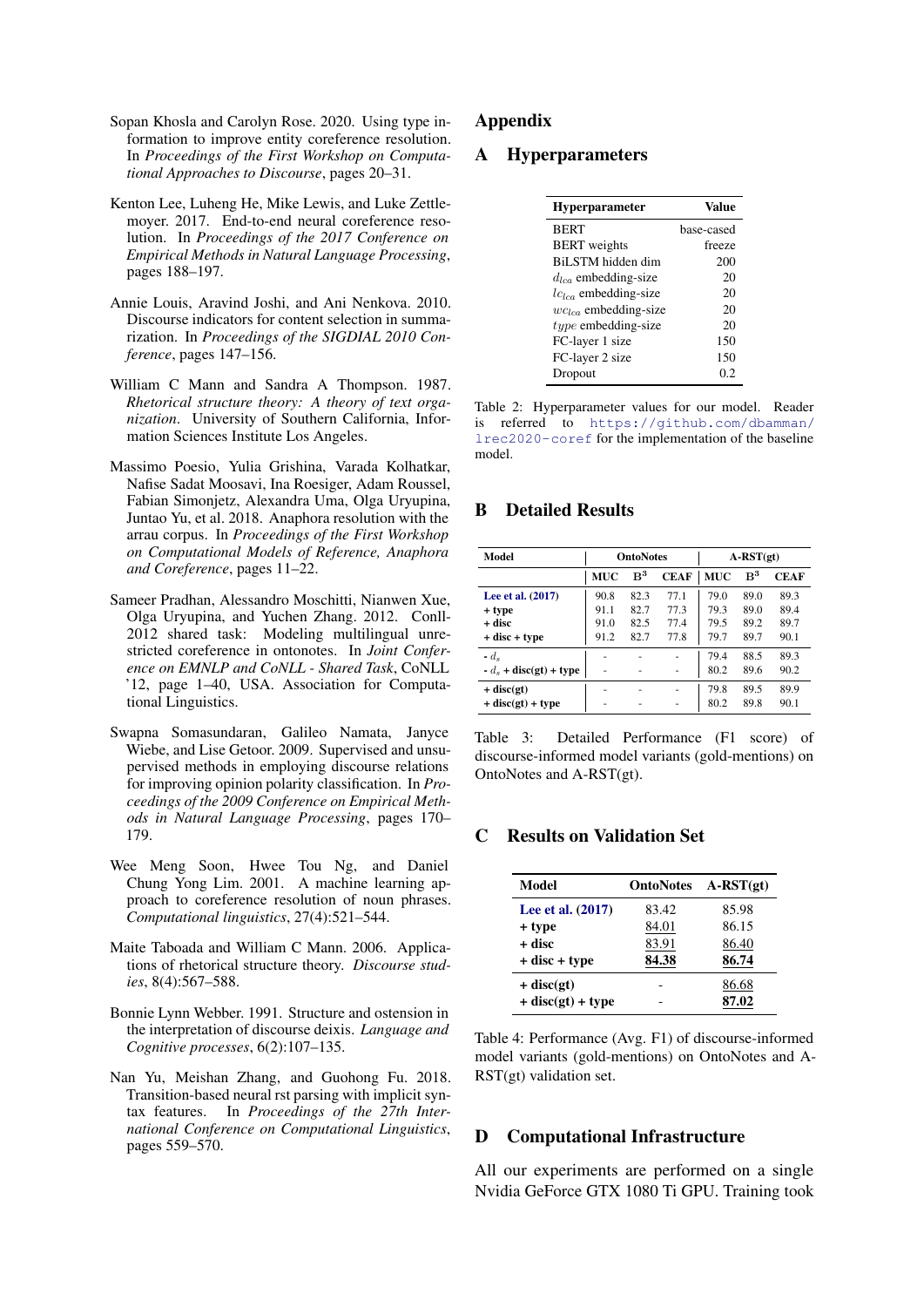Sopan Khosla and Carolyn Rose. 2020. Using type information to improve entity coreference resolution. In *Proceedings of the First Workshop on Computational Approaches to Discourse*, pages 20–31.

Kenton Lee, Luheng He, Mike Lewis, and Luke Zettlemoyer. 2017. End-to-end neural coreference resolution. In *Proceedings of the 2017 Conference on Empirical Methods in Natural Language Processing*, pages 188–197.

Annie Louis, Aravind Joshi, and Ani Nenkova. 2010. Discourse indicators for content selection in summarization. In *Proceedings of the SIGDIAL 2010 Conference*, pages 147–156.

William C Mann and Sandra A Thompson. 1987. *Rhetorical structure theory: A theory of text organization*. University of Southern California, Information Sciences Institute Los Angeles.

Massimo Poesio, Yulia Grishina, Varada Kolhatkar, Nafise Sadat Moosavi, Ina Roesiger, Adam Roussel, Fabian Simonjetz, Alexandra Uma, Olga Uryupina, Juntao Yu, et al. 2018. Anaphora resolution with the arrau corpus. In *Proceedings of the First Workshop on Computational Models of Reference, Anaphora and Coreference*, pages 11–22.

Sameer Pradhan, Alessandro Moschitti, Nianwen Xue, Olga Uryupina, and Yuchen Zhang. 2012. Conll-2012 shared task: Modeling multilingual unrestricted coreference in ontonotes. In *Joint Conference on EMNLP and CoNLL - Shared Task*, CoNLL '12, page 1–40, USA. Association for Computational Linguistics.

Swapna Somasundaran, Galileo Namata, Janyce Wiebe, and Lise Getoor. 2009. Supervised and unsupervised methods in employing discourse relations for improving opinion polarity classification. In *Proceedings of the 2009 Conference on Empirical Methods in Natural Language Processing*, pages 170–179.

Wee Meng Soon, Hwee Tou Ng, and Daniel Chung Yong Lim. 2001. A machine learning approach to coreference resolution of noun phrases. *Computational linguistics*, 27(4):521–544.

Maite Taboada and William C Mann. 2006. Applications of rhetorical structure theory. *Discourse studies*, 8(4):567–588.

Bonnie Lynn Webber. 1991. Structure and ostension in the interpretation of discourse deixis. *Language and Cognitive processes*, 6(2):107–135.

Nan Yu, Meishan Zhang, and Guohong Fu. 2018. Transition-based neural rst parsing with implicit syntax features. In *Proceedings of the 27th International Conference on Computational Linguistics*, pages 559–570.

# Appendix

## A Hyperparameters

| Hyperparameter | Value |
|---|---|
| BERT | base-cased |
| BERT weights | freeze |
| BiLSTM hidden dim | 200 |
| $d_{lca}$ embedding-size | 20 |
| $lc_{lca}$ embedding-size | 20 |
| $wc_{lca}$ embedding-size | 20 |
| $type$ embedding-size | 20 |
| FC-layer 1 size | 150 |
| FC-layer 2 size | 150 |
| Dropout | 0.2 |

Table 2: Hyperparameter values for our model. Reader is referred to https://github.com/dbamman/lrec2020-coref for the implementation of the baseline model.

## B Detailed Results

| Model | OntoNotes | | | A-RST(gt) | | |
|---|---|---|---|---|---|---|
| | MUC | $B^3$ | CEAF | MUC | $B^3$ | CEAF |
| Lee et al. (2017) | 90.8 | 82.3 | 77.1 | 79.0 | 89.0 | 89.3 |
| + type | 91.1 | 82.7 | 77.3 | 79.3 | 89.0 | 89.4 |
| + disc | 91.0 | 82.5 | 77.4 | 79.5 | 89.2 | 89.7 |
| + disc + type | 91.2 | 82.7 | 77.8 | 79.7 | 89.7 | 90.1 |
| - $d_s$ | - | - | - | 79.4 | 88.5 | 89.3 |
| - $d_s$ + disc(gt) + type | - | - | - | 80.2 | 89.6 | 90.2 |
| + disc(gt) | - | - | - | 79.8 | 89.5 | 89.9 |
| + disc(gt) + type | - | - | - | 80.2 | 89.8 | 90.1 |

Table 3: Detailed Performance (F1 score) of discourse-informed model variants (gold-mentions) on OntoNotes and A-RST(gt).

## C Results on Validation Set

| Model | OntoNotes | A-RST(gt) |
|---|---|---|
| Lee et al. (2017) | 83.42 | 85.98 |
| + type | 84.01 | 86.15 |
| + disc | 83.91 | 86.40 |
| + disc + type | **84.38** | **86.74** |
| + disc(gt) | - | 86.68 |
| + disc(gt) + type | - | **87.02** |

Table 4: Performance (Avg. F1) of discourse-informed model variants (gold-mentions) on OntoNotes and A-RST(gt) validation set.

## D Computational Infrastructure

All our experiments are performed on a single Nvidia GeForce GTX 1080 Ti GPU. Training took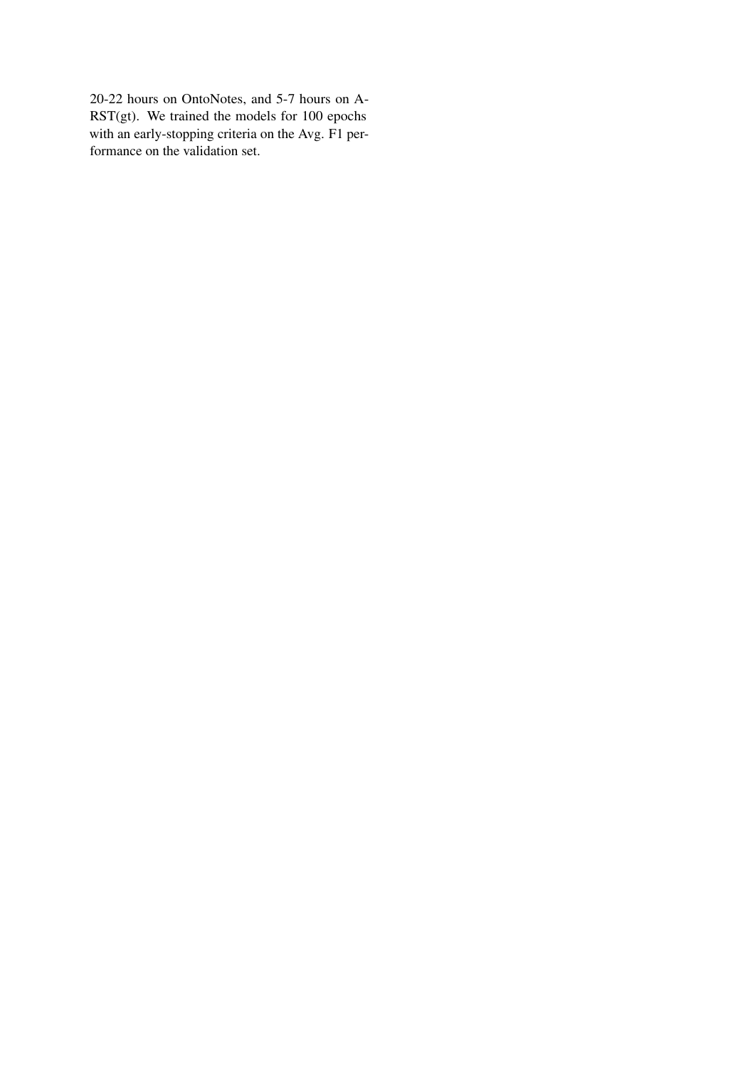20-22 hours on OntoNotes, and 5-7 hours on A-RST(gt). We trained the models for 100 epochs with an early-stopping criteria on the Avg. F1 performance on the validation set.